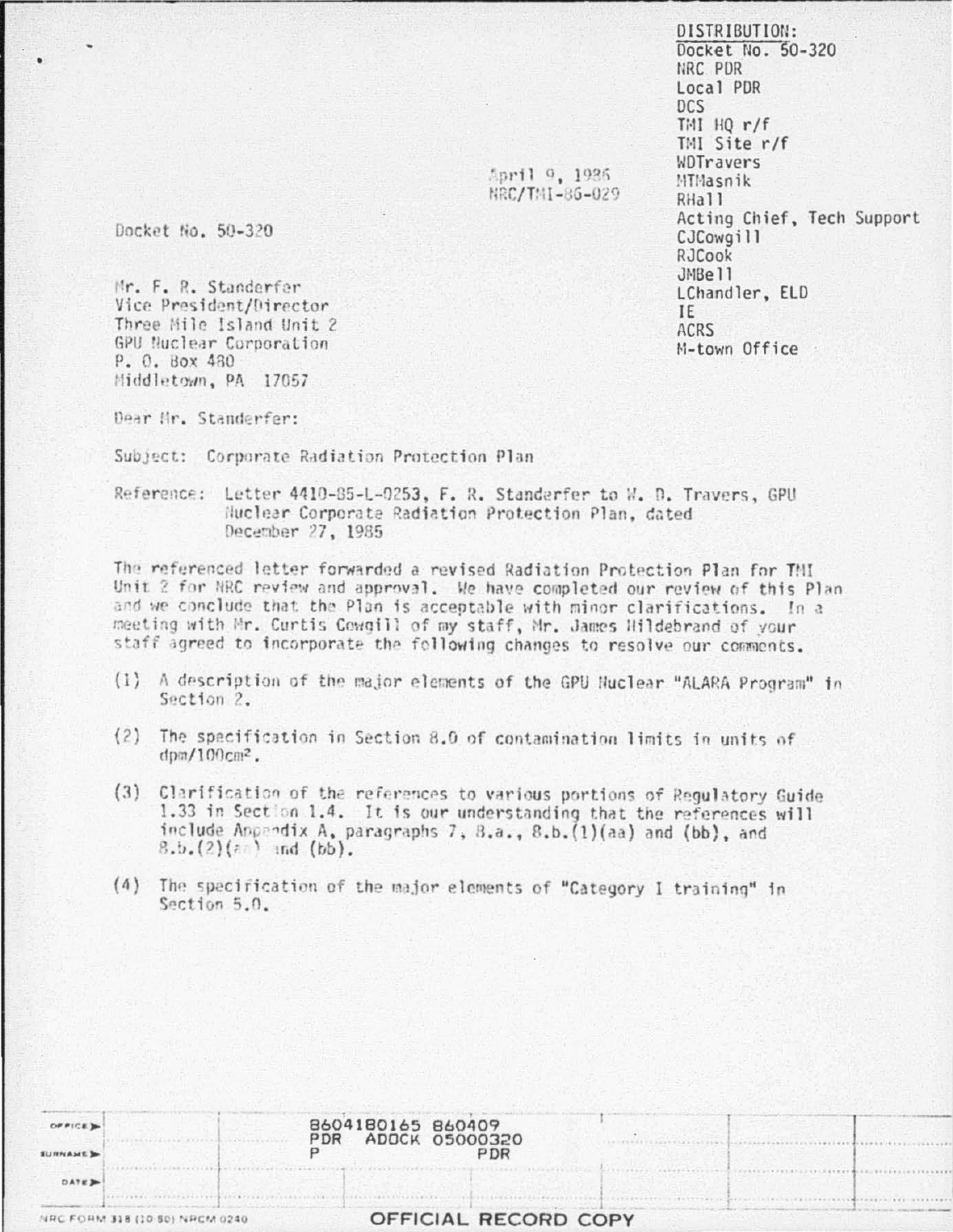DISTRIBUTION:
Docket No. 50-320
NRC PDR
Local PDR
DCS
TMI HQ r/f
TMI Site r/f
WDTravers
MTMasnik
RHall
Acting Chief, Tech Support
CJCowgill
RJCook
JMBell
LChandler, ELD
IE
ACRS
M-town Office

April 9, 1986
NRC/TMI-86-029

Docket No. 50-320

Mr. F. R. Standerfer
Vice President/Director
Three Mile Island Unit 2
GPU Nuclear Corporation
P. O. Box 480
Middletown, PA 17057

Dear Mr. Standerfer:

Subject: Corporate Radiation Protection Plan

Reference: Letter 4410-85-L-0253, F. R. Standerfer to W. D. Travers, GPU Nuclear Corporate Radiation Protection Plan, dated December 27, 1985

The referenced letter forwarded a revised Radiation Protection Plan for TMI Unit 2 for NRC review and approval. We have completed our review of this Plan and we conclude that the Plan is acceptable with minor clarifications. In a meeting with Mr. Curtis Cowgill of my staff, Mr. James Hildebrand of your staff agreed to incorporate the following changes to resolve our comments.

(1) A description of the major elements of the GPU Nuclear "ALARA Program" in Section 2.

(2) The specification in Section 8.0 of contamination limits in units of $dpm/100cm^2$.

(3) Clarification of the references to various portions of Regulatory Guide 1.33 in Section 1.4. It is our understanding that the references will include Appendix A, paragraphs 7, 8.a., 8.b.(1)(aa) and (bb), and 8.b.(2)(aa) and (bb).

(4) The specification of the major elements of "Category I training" in Section 5.0.

8604180165 860409
PDR ADOCK 05000320
P PDR

| OFFICE ▶ | | | | | | |
|---|---|---|---|---|---|---|
| SURNAME ▶ | | | | | | |
| DATE ▶ | | | | | | |

NRC FORM 318 (10 80) NRCM 0240

OFFICIAL RECORD COPY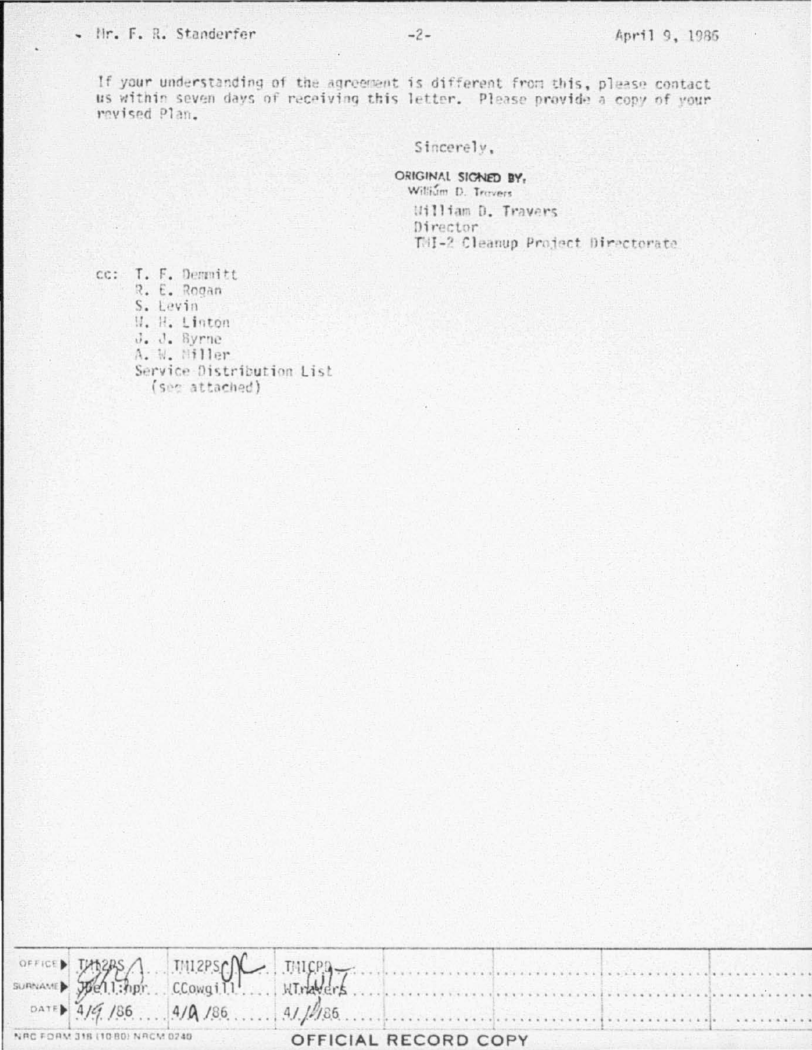Mr. F. R. Standerfer -2- April 9, 1986

If your understanding of the agreement is different from this, please contact us within seven days of receiving this letter. Please provide a copy of your revised Plan.

Sincerely,

ORIGINAL SIGNED BY,
William D. Travers

William D. Travers
Director
TMI-2 Cleanup Project Directorate

cc: T. F. Demmitt
R. E. Rogan
S. Levin
W. H. Linton
J. J. Byrne
A. W. Miller
Service Distribution List
(see attached)

| OFFICE | TMI2PS | TMI2PS | TMICPD |
|---|---|---|---|
| SURNAME | JBell:npr | CCowgill | WTravers |
| DATE | 4/9/86 | 4/9/86 | 4/1/86 |

NRC FORM 318 (10 80) NRCM 0240

OFFICIAL RECORD COPY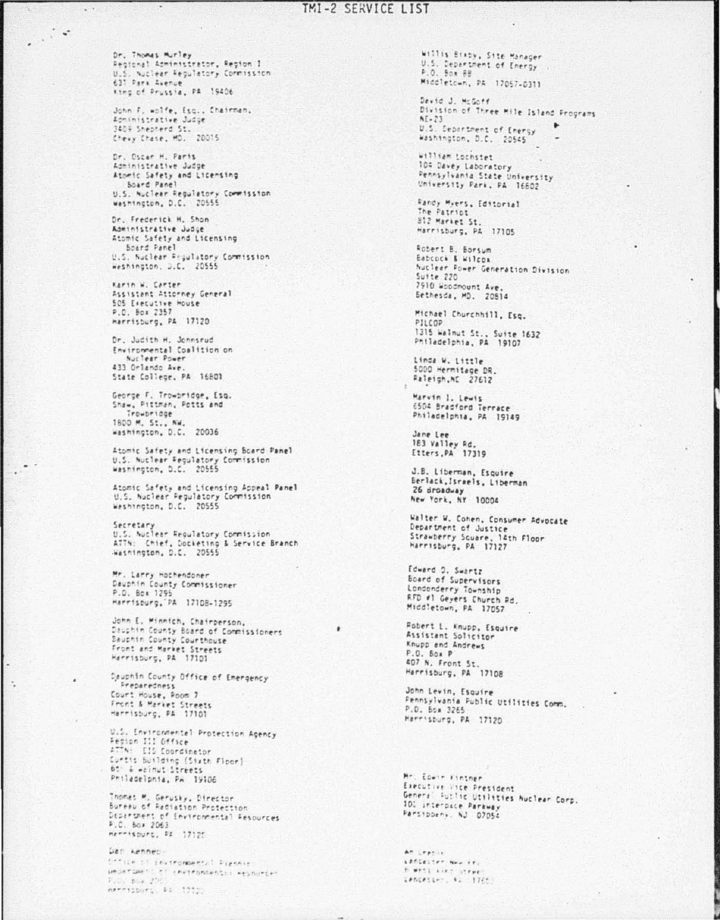# TMI-2 SERVICE LIST

Dr. Thomas Murley
Regional Administrator, Region I
U.S. Nuclear Regulatory Commission
631 Park Avenue
King of Prussia, PA 19406

John F. Wolfe, Esq., Chairman,
Administrative Judge
3409 Shepherd St.
Chevy Chase, MD. 20015

Dr. Oscar H. Paris
Administrative Judge
Atomic Safety and Licensing
Board Panel
U.S. Nuclear Regulatory Commission
Washington, D.C. 20555

Dr. Frederick H. Shon
Administrative Judge
Atomic Safety and Licensing
Board Panel
U.S. Nuclear Regulatory Commission
Washington, D.C. 20555

Karin W. Carter
Assistant Attorney General
505 Executive House
P.O. Box 2357
Harrisburg, PA 17120

Dr. Judith H. Johnsrud
Environmental Coalition on
Nuclear Power
433 Orlando Ave.
State College, PA 16801

George F. Trowbridge, Esq.
Shaw, Pittman, Potts and
Trowbridge
1800 M. St., NW.
Washington, D.C. 20036

Atomic Safety and Licensing Board Panel
U.S. Nuclear Regulatory Commission
Washington, D.C. 20555

Atomic Safety and Licensing Appeal Panel
U.S. Nuclear Regulatory Commission
Washington, D.C. 20555

Secretary
U.S. Nuclear Regulatory Commission
ATTN: Chief, Docketing & Service Branch
Washington, D.C. 20555

Mr. Larry Hochendoner
Dauphin County Commissioner
P.O. Box 1295
Harrisburg, PA 17108-1295

John E. Minnich, Chairperson,
Dauphin County Board of Commissioners
Dauphin County Courthouse
Front and Market Streets
Harrisburg, PA 17101

Dauphin County Office of Emergency
Preparedness
Court House, Room 7
Front & Market Streets
Harrisburg, PA 17101

U.S. Environmental Protection Agency
Region III Office
ATTN: EIS Coordinator
Curtis Building (Sixth Floor)
6th & Walnut Streets
Philadelphia, PA 19106

Thomas M. Gerusky, Director
Bureau of Radiation Protection
Department of Environmental Resources
P.O. Box 2063
Harrisburg, PA 17120

Dan Kennedy
Office of Environmental Planning
Department of Environmental Resources
P.O. Box 2063
Harrisburg, PA 17120

Willis Bixby, Site Manager
U.S. Department of Energy
P.O. Box 88
Middletown, PA 17057-0311

David J. McGoff
Division of Three Mile Island Programs
NE-23
U.S. Department of Energy
Washington, D.C. 20545

William Lochstet
104 Davey Laboratory
Pennsylvania State University
University Park, PA 16802

Randy Myers, Editorial
The Patriot
812 Market St.
Harrisburg, PA 17105

Robert B. Borsum
Babcock & Wilcox
Nuclear Power Generation Division
Suite 220
7910 Woodmount Ave.
Bethesda, MD. 20814

Michael Churchhill, Esq.
PILCOP
1315 Walnut St., Suite 1632
Philadelphia, PA 19107

Linda W. Little
5000 Hermitage DR.
Raleigh, NC 27612

Marvin I. Lewis
6504 Bradford Terrace
Philadelphia, PA 19149

Jane Lee
183 Valley Rd.
Etters, PA 17319

J.B. Liberman, Esquire
Berlack, Israels, Liberman
26 Broadway
New York, NY 10004

Walter W. Cohen, Consumer Advocate
Department of Justice
Strawberry Square, 14th Floor
Harrisburg, PA 17127

Edward O. Swartz
Board of Supervisors
Londonderry Township
RFD #1 Geyers Church Rd.
Middletown, PA 17057

Robert L. Knupp, Esquire
Assistant Solicitor
Knupp and Andrews
P.O. Box P
407 N. Front St.
Harrisburg, PA 17108

John Levin, Esquire
Pennsylvania Public Utilities Comm.
P.O. Box 3265
Harrisburg, PA 17120

Mr. Edwin Kintner
Executive Vice President
General Public Utilities Nuclear Corp.
100 Interpace Parkway
Parsippany, NJ 07054

Ad Crable
Lancaster New Era
8 West King Street
Lancaster, PA 17603